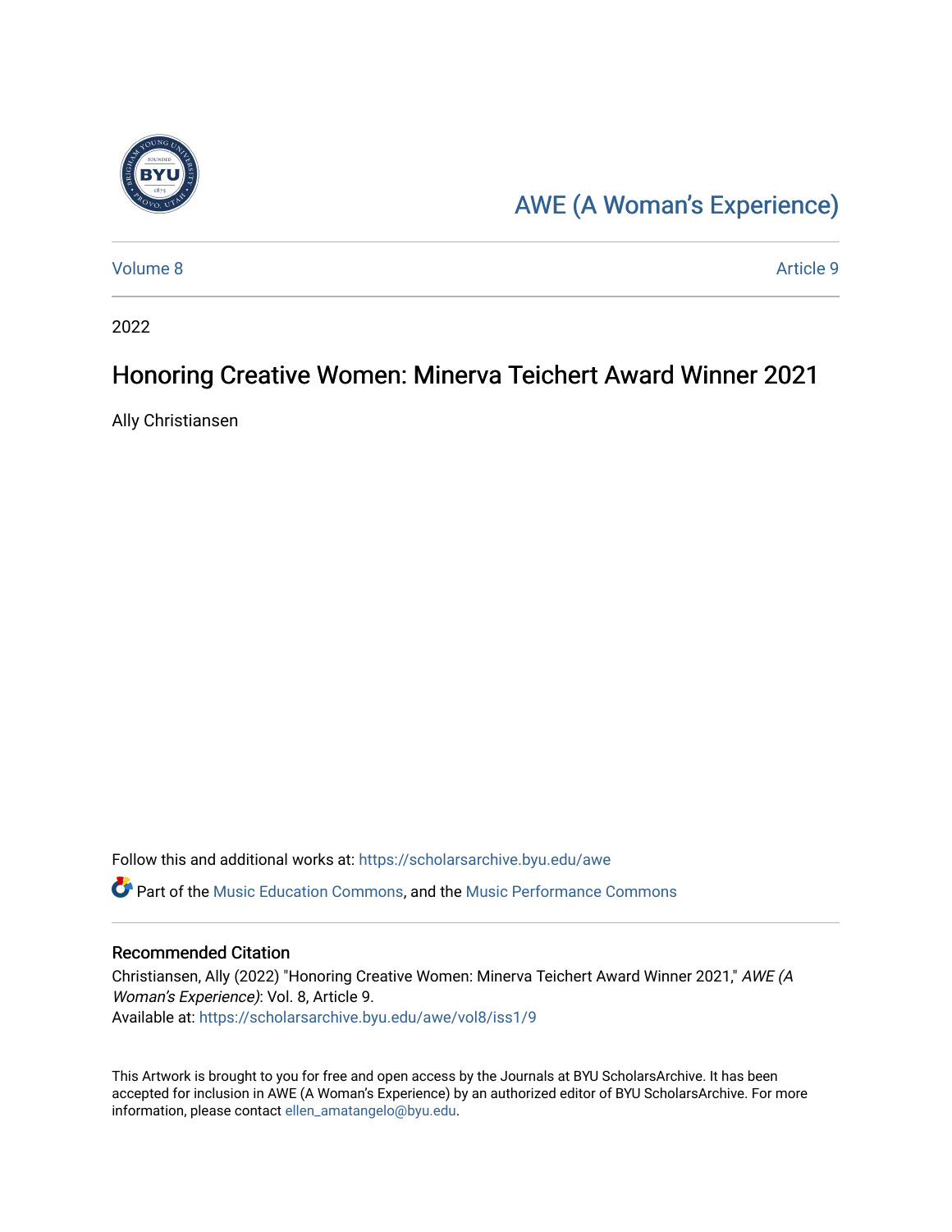[AWE (A Woman's Experience)](https://scholarsarchive.byu.edu/awe)

Volume 8 | Article 9

2022

# Honoring Creative Women: Minerva Teichert Award Winner 2021

Ally Christiansen

Follow this and additional works at: https://scholarsarchive.byu.edu/awe

Part of the Music Education Commons, and the Music Performance Commons

## Recommended Citation

Christiansen, Ally (2022) "Honoring Creative Women: Minerva Teichert Award Winner 2021," *AWE (A Woman's Experience)*: Vol. 8, Article 9.
Available at: https://scholarsarchive.byu.edu/awe/vol8/iss1/9

This Artwork is brought to you for free and open access by the Journals at BYU ScholarsArchive. It has been accepted for inclusion in AWE (A Woman's Experience) by an authorized editor of BYU ScholarsArchive. For more information, please contact ellen_amatangelo@byu.edu.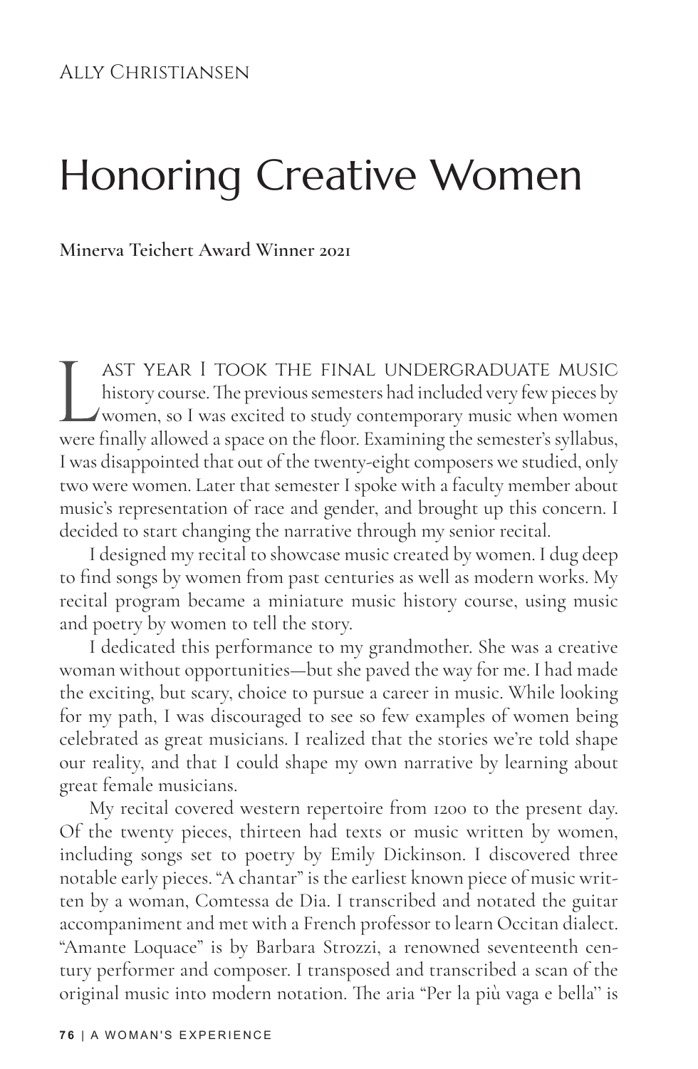Ally Christiansen

# Honoring Creative Women

**Minerva Teichert Award Winner 2021**

Last year I took the final undergraduate music history course. The previous semesters had included very few pieces by women, so I was excited to study contemporary music when women were finally allowed a space on the floor. Examining the semester's syllabus, I was disappointed that out of the twenty-eight composers we studied, only two were women. Later that semester I spoke with a faculty member about music's representation of race and gender, and brought up this concern. I decided to start changing the narrative through my senior recital.

I designed my recital to showcase music created by women. I dug deep to find songs by women from past centuries as well as modern works. My recital program became a miniature music history course, using music and poetry by women to tell the story.

I dedicated this performance to my grandmother. She was a creative woman without opportunities—but she paved the way for me. I had made the exciting, but scary, choice to pursue a career in music. While looking for my path, I was discouraged to see so few examples of women being celebrated as great musicians. I realized that the stories we're told shape our reality, and that I could shape my own narrative by learning about great female musicians.

My recital covered western repertoire from 1200 to the present day. Of the twenty pieces, thirteen had texts or music written by women, including songs set to poetry by Emily Dickinson. I discovered three notable early pieces. "A chantar" is the earliest known piece of music written by a woman, Comtessa de Dia. I transcribed and notated the guitar accompaniment and met with a French professor to learn Occitan dialect. "Amante Loquace" is by Barbara Strozzi, a renowned seventeenth century performer and composer. I transposed and transcribed a scan of the original music into modern notation. The aria "Per la più vaga e bella" is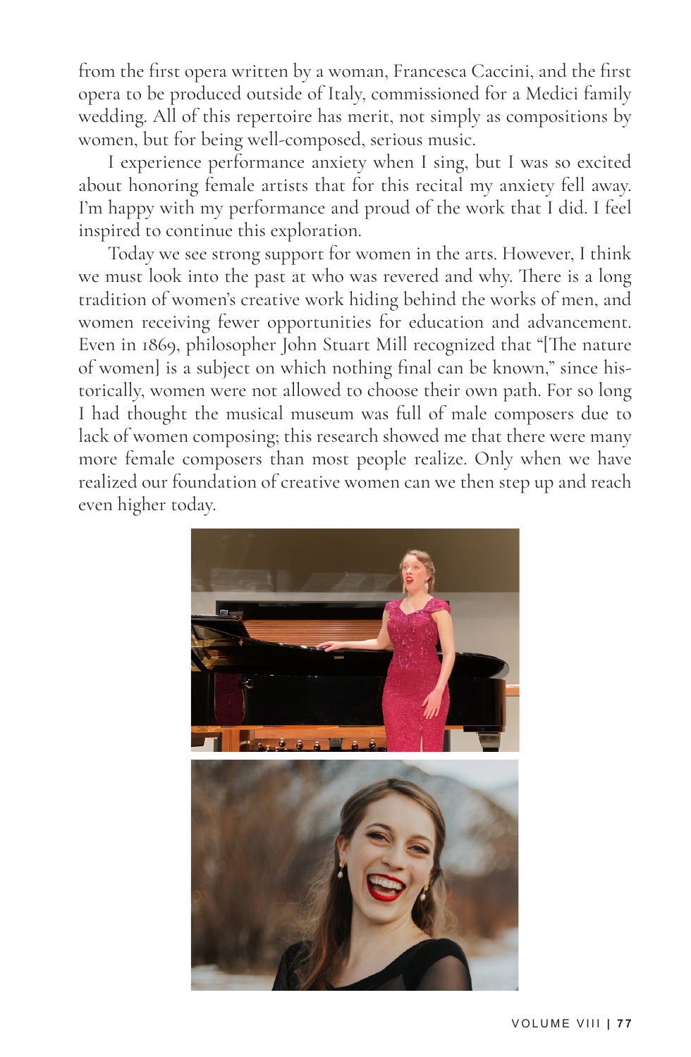from the first opera written by a woman, Francesca Caccini, and the first opera to be produced outside of Italy, commissioned for a Medici family wedding. All of this repertoire has merit, not simply as compositions by women, but for being well-composed, serious music.

I experience performance anxiety when I sing, but I was so excited about honoring female artists that for this recital my anxiety fell away. I'm happy with my performance and proud of the work that I did. I feel inspired to continue this exploration.

Today we see strong support for women in the arts. However, I think we must look into the past at who was revered and why. There is a long tradition of women's creative work hiding behind the works of men, and women receiving fewer opportunities for education and advancement. Even in 1869, philosopher John Stuart Mill recognized that "[The nature of women] is a subject on which nothing final can be known," since historically, women were not allowed to choose their own path. For so long I had thought the musical museum was full of male composers due to lack of women composing; this research showed me that there were many more female composers than most people realize. Only when we have realized our foundation of creative women can we then step up and reach even higher today.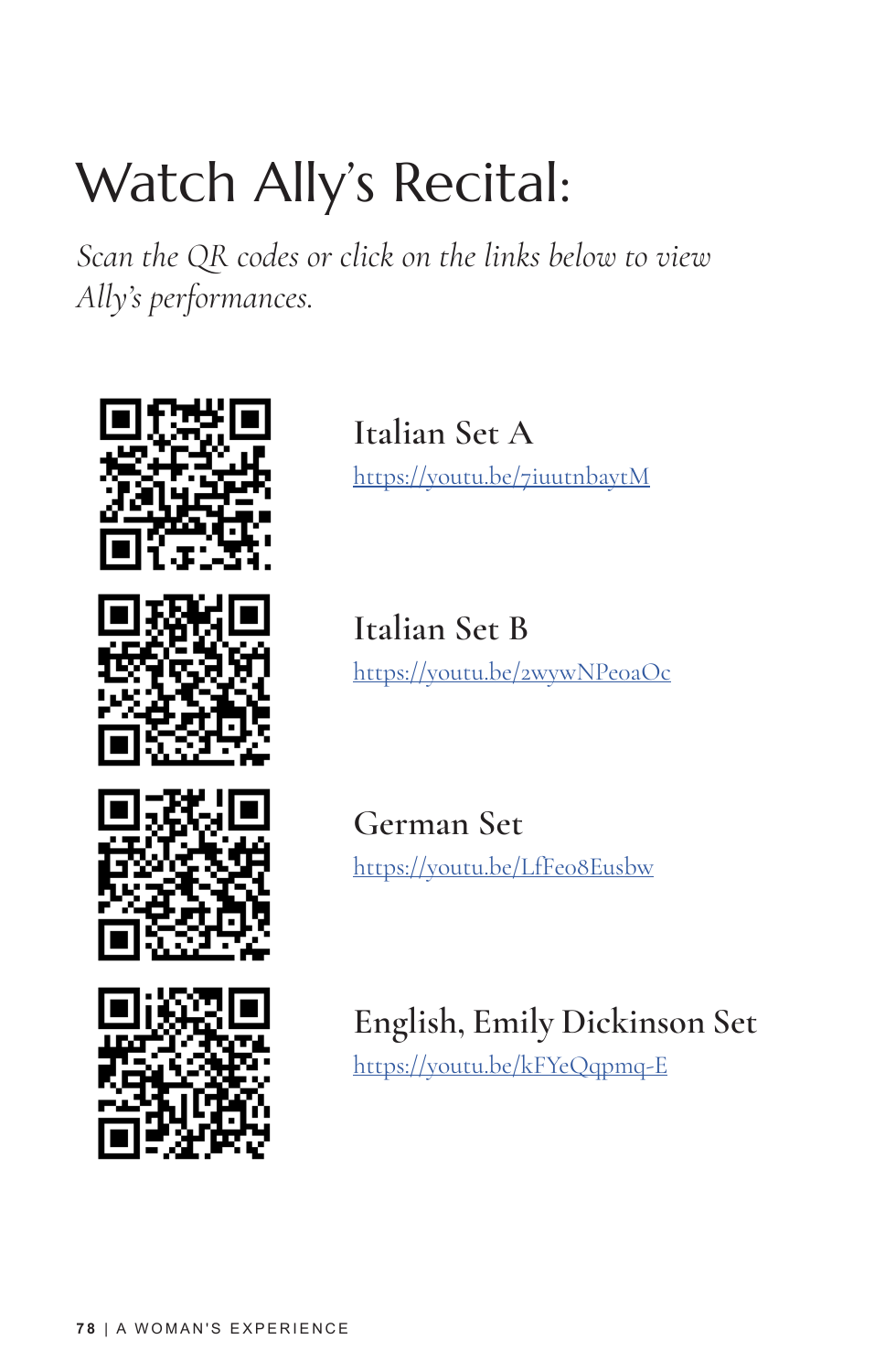# Watch Ally's Recital:

*Scan the QR codes or click on the links below to view Ally's performances.*

## Italian Set A

https://youtu.be/7iuutnbaytM

## Italian Set B

https://youtu.be/2wywNPeoaOc

## German Set

https://youtu.be/LfFeo8Eusbw

## English, Emily Dickinson Set

https://youtu.be/kFYeQqpmq-E